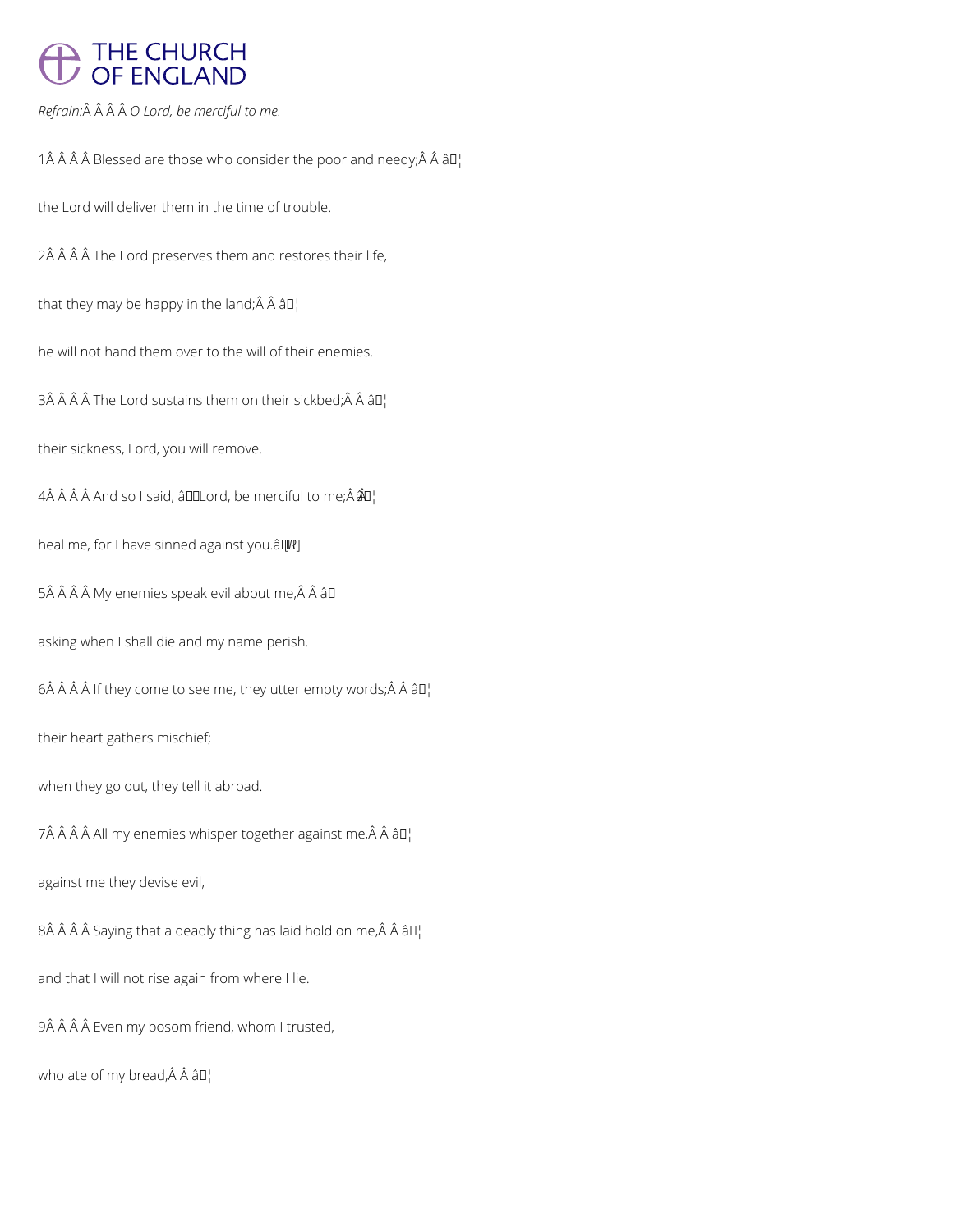*Refrain:* *O Lord, be merciful to me.*

1 Blessed are those who consider the poor and needy; ¦

the Lord will deliver them in the time of trouble.

2 The Lord preserves them and restores their life,

that they may be happy in the land; ¦

he will not hand them over to the will of their enemies.

3 The Lord sustains them on their sickbed; ¦

their sickness, Lord, you will remove.

4 And so I said, 'Lord, be merciful to me; ¦

heal me, for I have sinned against you.' [R]

5 My enemies speak evil about me, ¦

asking when I shall die and my name perish.

6 If they come to see me, they utter empty words; ¦

their heart gathers mischief;

when they go out, they tell it abroad.

7 All my enemies whisper together against me, ¦

against me they devise evil,

8 Saying that a deadly thing has laid hold on me, ¦

and that I will not rise again from where I lie.

9 Even my bosom friend, whom I trusted,

who ate of my bread, ¦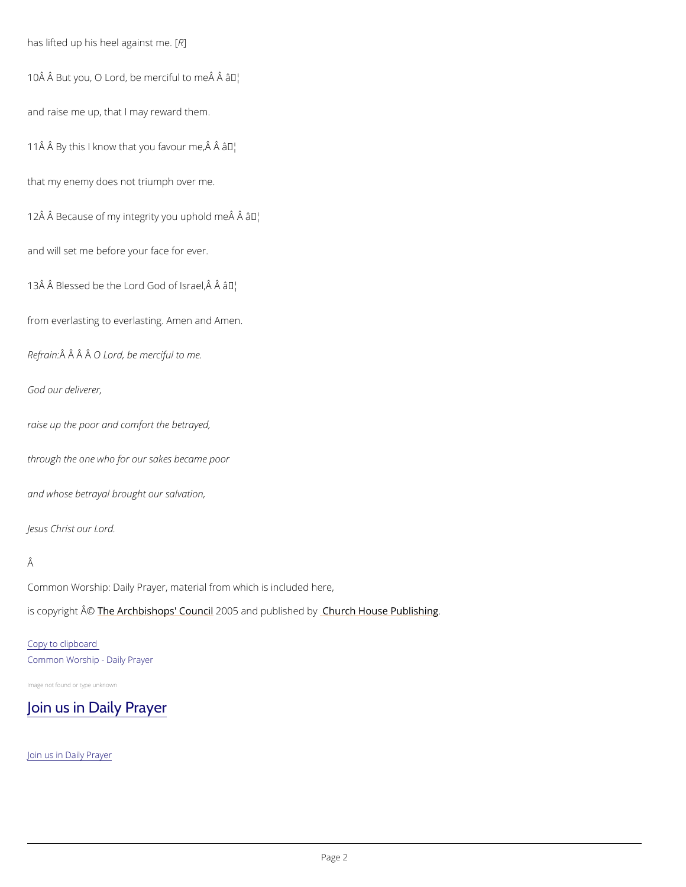has lifted up his heel against me. [*R*]

10Â Â But you, O Lord, be merciful to meÂ Â â¦

and raise me up, that I may reward them.

11Â Â By this I know that you favour me,Â Â â¦

that my enemy does not triumph over me.

12Â Â Because of my integrity you uphold meÂ Â â¦

and will set me before your face for ever.

13Â Â Blessed be the Lord God of Israel,Â Â â¦

from everlasting to everlasting. Amen and Amen.

*Refrain:Â Â Â Â O Lord, be merciful to me.*

*God our deliverer,*

*raise up the poor and comfort the betrayed,*

*through the one who for our sakes became poor*

*and whose betrayal brought our salvation,*

*Jesus Christ our Lord.*

Â

Common Worship: Daily Prayer, material from which is included here,

is copyright Â© The Archbishops' Council 2005 and published by Church House Publishing.

Copy to clipboard

Common Worship - Daily Prayer

Image not found or type unknown

## Join us in Daily Prayer

Join us in Daily Prayer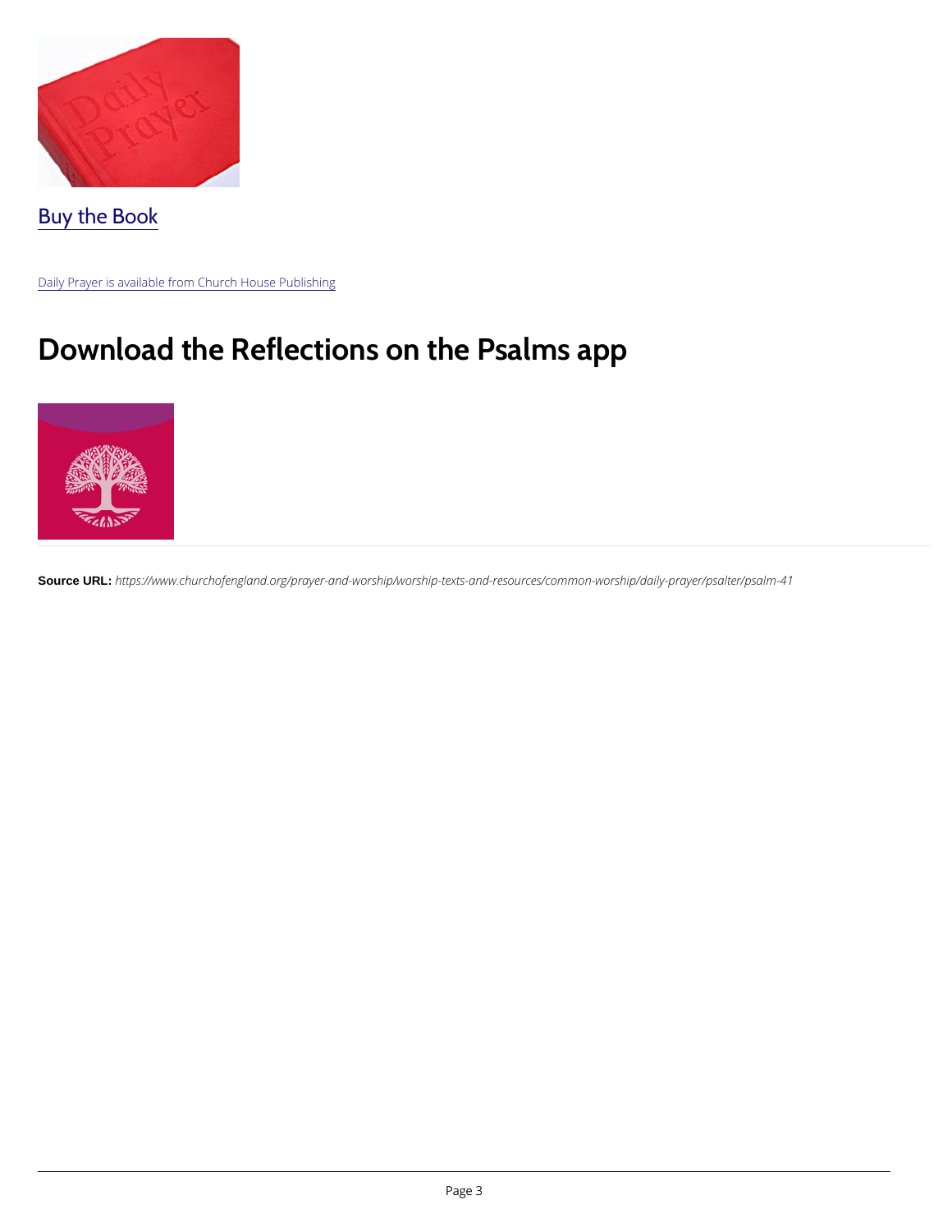Buy the Book

Daily Prayer is available from Church House Publishing

# Download the Reflections on the Psalms app

**Source URL:** *https://www.churchofengland.org/prayer-and-worship/worship-texts-and-resources/common-worship/daily-prayer/psalter/psalm-41*